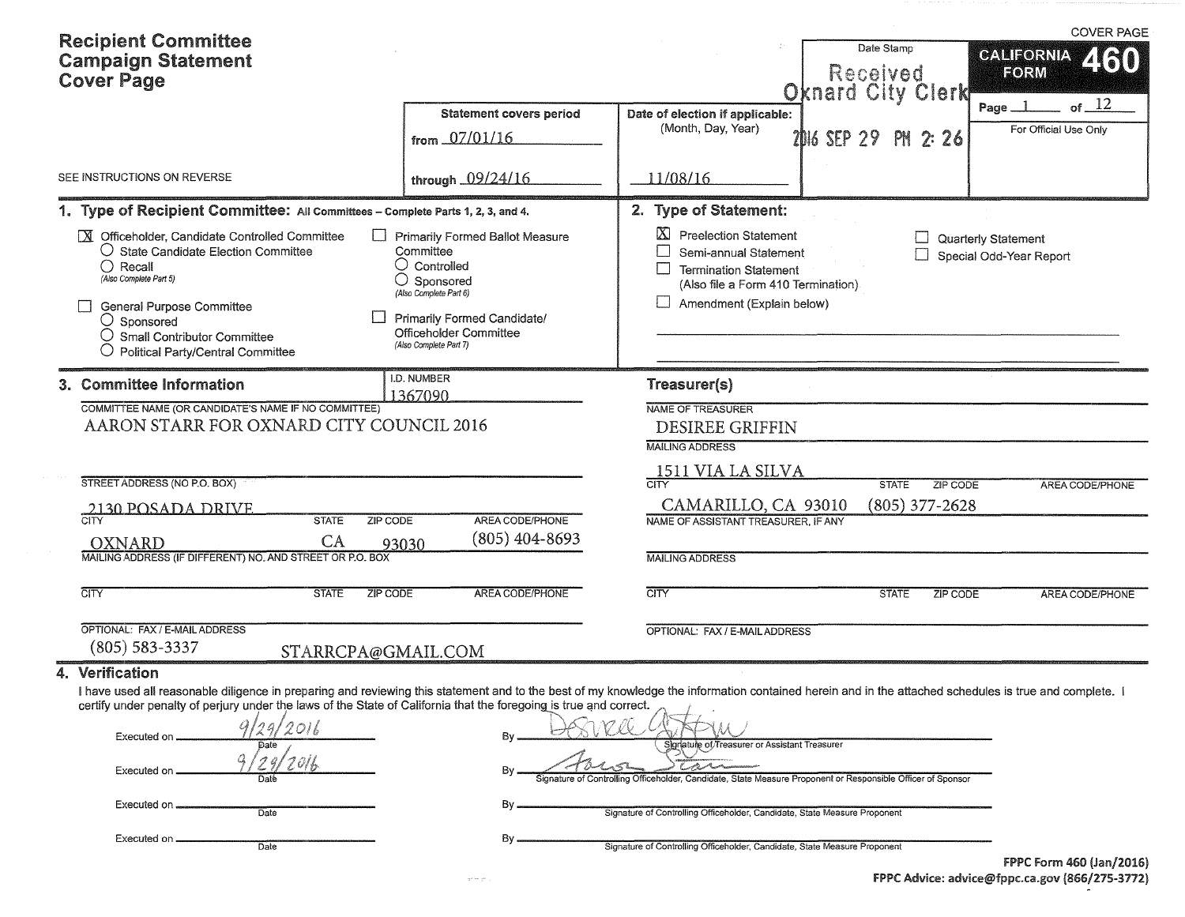# Recipient Committee Campaign Statement Cover Page

COVER PAGE

**CALIFORNIA FORM 460**

Page 1 of 12

For Official Use Only

SEE INSTRUCTIONS ON REVERSE

| Statement covers period | Date of election if applicable: (Month, Day, Year) | Date Stamp |
|---|---|---|
| from 07/01/16 | | Received Oxnard City Clerk |
| through 09/24/16 | 11/08/16 | 2016 SEP 29 PM 2: 26 |

## 1. Type of Recipient Committee:

All Committees – Complete Parts 1, 2, 3, and 4.

- [X] Officeholder, Candidate Controlled Committee
  - ○ State Candidate Election Committee
  - ○ Recall (Also Complete Part 5)
- [ ] General Purpose Committee
  - ○ Sponsored
  - ○ Small Contributor Committee
  - ○ Political Party/Central Committee
- [ ] Primarily Formed Ballot Measure Committee
  - ○ Controlled
  - ○ Sponsored (Also Complete Part 6)
- [ ] Primarily Formed Candidate/Officeholder Committee (Also Complete Part 7)

## 2. Type of Statement:

- [X] Preelection Statement
- [ ] Semi-annual Statement
- [ ] Termination Statement (Also file a Form 410 Termination)
- [ ] Amendment (Explain below)
- [ ] Quarterly Statement
- [ ] Special Odd-Year Report

## 3. Committee Information

I.D. NUMBER: 1367090

COMMITTEE NAME (OR CANDIDATE'S NAME IF NO COMMITTEE): AARON STARR FOR OXNARD CITY COUNCIL 2016

STREET ADDRESS (NO P.O. BOX): 2130 POSADA DRIVE

| CITY | STATE | ZIP CODE | AREA CODE/PHONE |
|---|---|---|---|
| OXNARD | CA | 93030 | (805) 404-8693 |

MAILING ADDRESS (IF DIFFERENT) NO. AND STREET OR P.O. BOX:

| CITY | STATE | ZIP CODE | AREA CODE/PHONE |
|---|---|---|---|
| | | | |

OPTIONAL: FAX / E-MAIL ADDRESS: (805) 583-3337 STARRCPA@GMAIL.COM

### Treasurer(s)

NAME OF TREASURER: DESIREE GRIFFIN

MAILING ADDRESS: 1511 VIA LA SILVA

| CITY | STATE | ZIP CODE | AREA CODE/PHONE |
|---|---|---|---|
| CAMARILLO | CA | 93010 | (805) 377-2628 |

NAME OF ASSISTANT TREASURER, IF ANY:

MAILING ADDRESS:

| CITY | STATE | ZIP CODE | AREA CODE/PHONE |
|---|---|---|---|
| | | | |

OPTIONAL: FAX / E-MAIL ADDRESS:

## 4. Verification

I have used all reasonable diligence in preparing and reviewing this statement and to the best of my knowledge the information contained herein and in the attached schedules is true and complete. I certify under penalty of perjury under the laws of the State of California that the foregoing is true and correct.

Executed on 9/29/2016 (Date) By [signature] (Signature of Treasurer or Assistant Treasurer)

Executed on 9/29/2016 (Date) By [signature] (Signature of Controlling Officeholder, Candidate, State Measure Proponent or Responsible Officer of Sponsor)

Executed on ________ (Date) By ________ (Signature of Controlling Officeholder, Candidate, State Measure Proponent)

Executed on ________ (Date) By ________ (Signature of Controlling Officeholder, Candidate, State Measure Proponent)

FPPC Form 460 (Jan/2016)
FPPC Advice: advice@fppc.ca.gov (866/275-3772)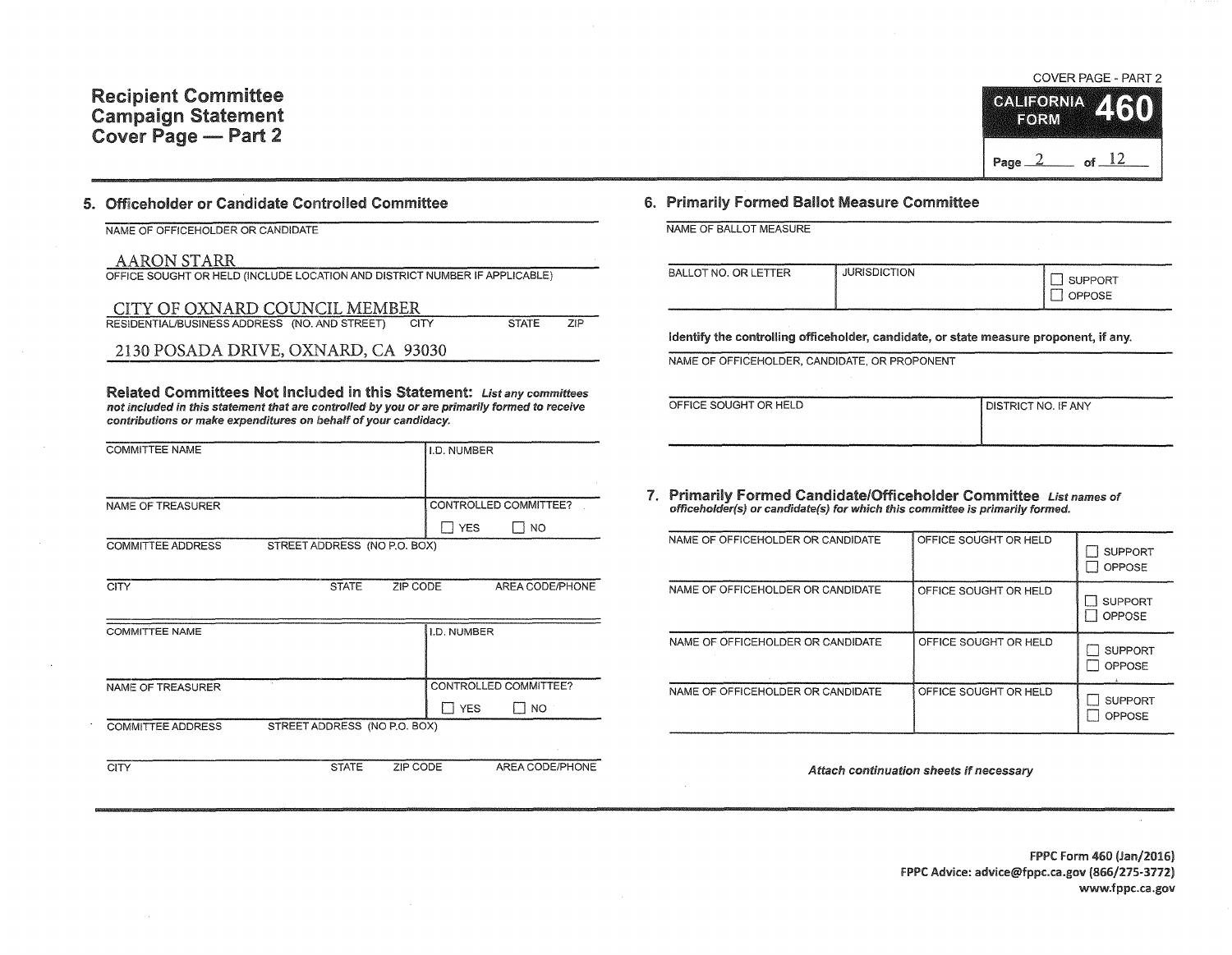# Recipient Committee Campaign Statement Cover Page — Part 2

COVER PAGE - PART 2

**CALIFORNIA FORM 460**

## 5. Officeholder or Candidate Controlled Committee

NAME OF OFFICEHOLDER OR CANDIDATE

AARON STARR

OFFICE SOUGHT OR HELD (INCLUDE LOCATION AND DISTRICT NUMBER IF APPLICABLE)

CITY OF OXNARD COUNCIL MEMBER

RESIDENTIAL/BUSINESS ADDRESS (NO. AND STREET) CITY STATE ZIP

2130 POSADA DRIVE, OXNARD, CA 93030

**Related Committees Not Included in this Statement:** *List any committees not included in this statement that are controlled by you or are primarily formed to receive contributions or make expenditures on behalf of your candidacy.*

| COMMITTEE NAME | | | I.D. NUMBER |
|---|---|---|---|
| NAME OF TREASURER | | | CONTROLLED COMMITTEE? ☐ YES ☐ NO |
| COMMITTEE ADDRESS | STREET ADDRESS (NO P.O. BOX) | | |
| CITY | STATE | ZIP CODE | AREA CODE/PHONE |

| COMMITTEE NAME | | | I.D. NUMBER |
|---|---|---|---|
| NAME OF TREASURER | | | CONTROLLED COMMITTEE? ☐ YES ☐ NO |
| COMMITTEE ADDRESS | STREET ADDRESS (NO P.O. BOX) | | |
| CITY | STATE | ZIP CODE | AREA CODE/PHONE |

## 6. Primarily Formed Ballot Measure Committee

NAME OF BALLOT MEASURE

| BALLOT NO. OR LETTER | JURISDICTION | ☐ SUPPORT ☐ OPPOSE |
|---|---|---|
| | | |

**Identify the controlling officeholder, candidate, or state measure proponent, if any.**

NAME OF OFFICEHOLDER, CANDIDATE, OR PROPONENT

| OFFICE SOUGHT OR HELD | DISTRICT NO. IF ANY |
|---|---|
| | |

## 7. Primarily Formed Candidate/Officeholder Committee

*List names of officeholder(s) or candidate(s) for which this committee is primarily formed.*

| NAME OF OFFICEHOLDER OR CANDIDATE | OFFICE SOUGHT OR HELD | ☐ SUPPORT ☐ OPPOSE |
|---|---|---|
| NAME OF OFFICEHOLDER OR CANDIDATE | OFFICE SOUGHT OR HELD | ☐ SUPPORT ☐ OPPOSE |
| NAME OF OFFICEHOLDER OR CANDIDATE | OFFICE SOUGHT OR HELD | ☐ SUPPORT ☐ OPPOSE |
| NAME OF OFFICEHOLDER OR CANDIDATE | OFFICE SOUGHT OR HELD | ☐ SUPPORT ☐ OPPOSE |

*Attach continuation sheets if necessary*

FPPC Form 460 (Jan/2016)
FPPC Advice: advice@fppc.ca.gov (866/275-3772)
www.fppc.ca.gov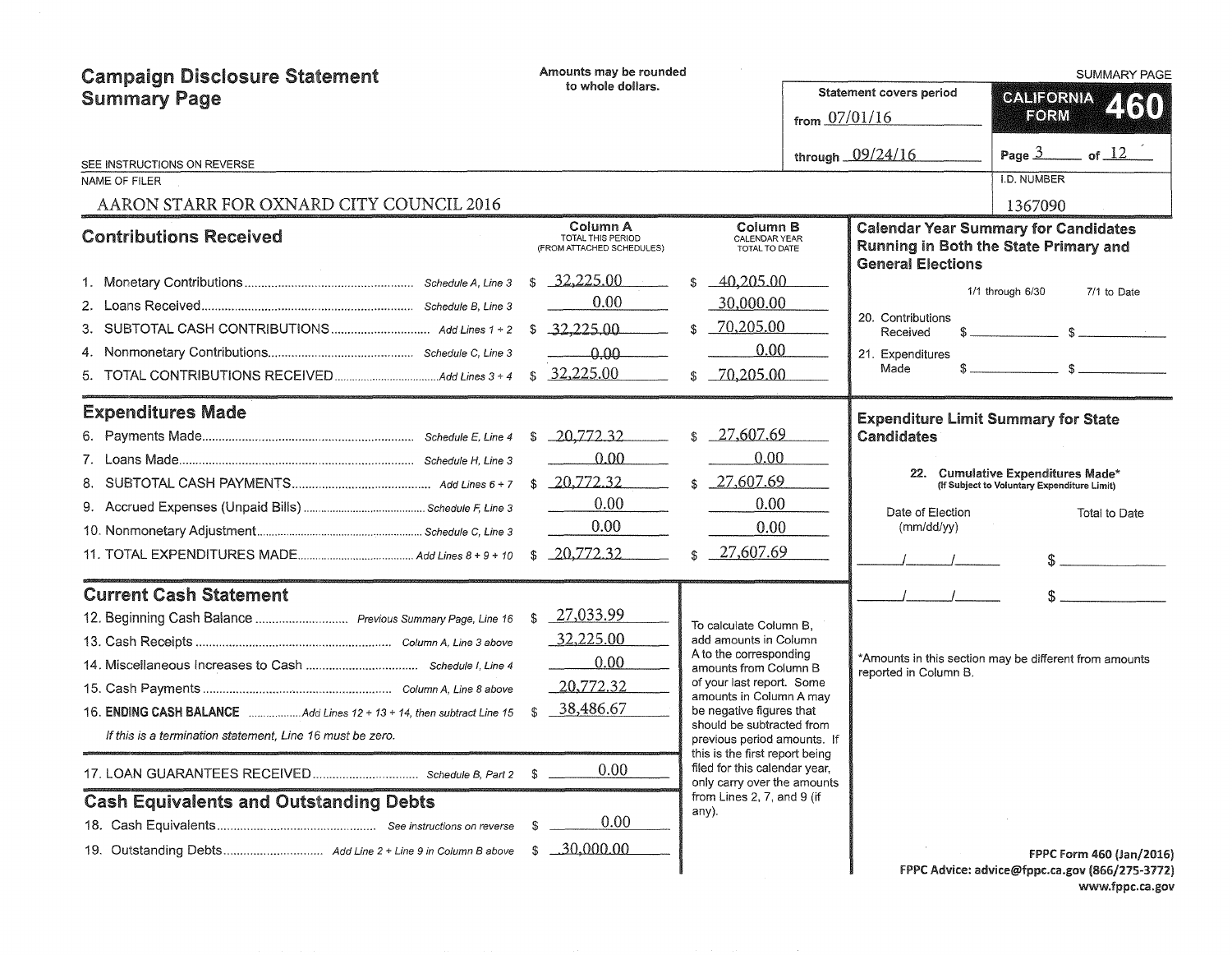# Campaign Disclosure Statement Summary Page

Amounts may be rounded to whole dollars.

SUMMARY PAGE

Statement covers period from 07/01/16 through 09/24/16

**CALIFORNIA FORM 460**

SEE INSTRUCTIONS ON REVERSE

NAME OF FILER: AARON STARR FOR OXNARD CITY COUNCIL 2016

I.D. NUMBER: 1367090

## Contributions Received

| | | Column A TOTAL THIS PERIOD (FROM ATTACHED SCHEDULES) | Column B CALENDAR YEAR TOTAL TO DATE |
|---|---|---|---|
| 1. Monetary Contributions | Schedule A, Line 3 | $ 32,225.00 | $ 40,205.00 |
| 2. Loans Received | Schedule B, Line 3 | 0.00 | 30,000.00 |
| 3. SUBTOTAL CASH CONTRIBUTIONS | Add Lines 1 + 2 | $ 32,225.00 | $ 70,205.00 |
| 4. Nonmonetary Contributions | Schedule C, Line 3 | 0.00 | 0.00 |
| 5. TOTAL CONTRIBUTIONS RECEIVED | Add Lines 3 + 4 | $ 32,225.00 | $ 70,205.00 |

## Expenditures Made

| | | Column A | Column B |
|---|---|---|---|
| 6. Payments Made | Schedule E, Line 4 | $ 20,772.32 | $ 27,607.69 |
| 7. Loans Made | Schedule H, Line 3 | 0.00 | 0.00 |
| 8. SUBTOTAL CASH PAYMENTS | Add Lines 6 + 7 | $ 20,772.32 | $ 27,607.69 |
| 9. Accrued Expenses (Unpaid Bills) | Schedule F, Line 3 | 0.00 | 0.00 |
| 10. Nonmonetary Adjustment | Schedule C, Line 3 | 0.00 | 0.00 |
| 11. TOTAL EXPENDITURES MADE | Add Lines 8 + 9 + 10 | $ 20,772.32 | $ 27,607.69 |

## Current Cash Statement

| | | |
|---|---|---|
| 12. Beginning Cash Balance | Previous Summary Page, Line 16 | $ 27,033.99 |
| 13. Cash Receipts | Column A, Line 3 above | 32,225.00 |
| 14. Miscellaneous Increases to Cash | Schedule I, Line 4 | 0.00 |
| 15. Cash Payments | Column A, Line 8 above | 20,772.32 |
| 16. **ENDING CASH BALANCE** | Add Lines 12 + 13 + 14, then subtract Line 15 | $ 38,486.67 |

*If this is a termination statement, Line 16 must be zero.*

| | | |
|---|---|---|
| 17. LOAN GUARANTEES RECEIVED | Schedule B, Part 2 | $ 0.00 |

## Cash Equivalents and Outstanding Debts

| | | |
|---|---|---|
| 18. Cash Equivalents | See instructions on reverse | $ 0.00 |
| 19. Outstanding Debts | Add Line 2 + Line 9 in Column B above | $ 30,000.00 |

To calculate Column B, add amounts in Column A to the corresponding amounts from Column B of your last report. Some amounts in Column A may be negative figures that should be subtracted from previous period amounts. If this is the first report being filed for this calendar year, only carry over the amounts from Lines 2, 7, and 9 (if any).

## Calendar Year Summary for Candidates Running in Both the State Primary and General Elections

| | 1/1 through 6/30 | 7/1 to Date |
|---|---|---|
| 20. Contributions Received | $ | $ |
| 21. Expenditures Made | $ | $ |

## Expenditure Limit Summary for State Candidates

22. Cumulative Expenditures Made* (If Subject to Voluntary Expenditure Limit)

| Date of Election (mm/dd/yy) | Total to Date |
|---|---|
| / / | $ |
| / / | $ |

*Amounts in this section may be different from amounts reported in Column B.

FPPC Form 460 (Jan/2016)
FPPC Advice: advice@fppc.ca.gov (866/275-3772)
www.fppc.ca.gov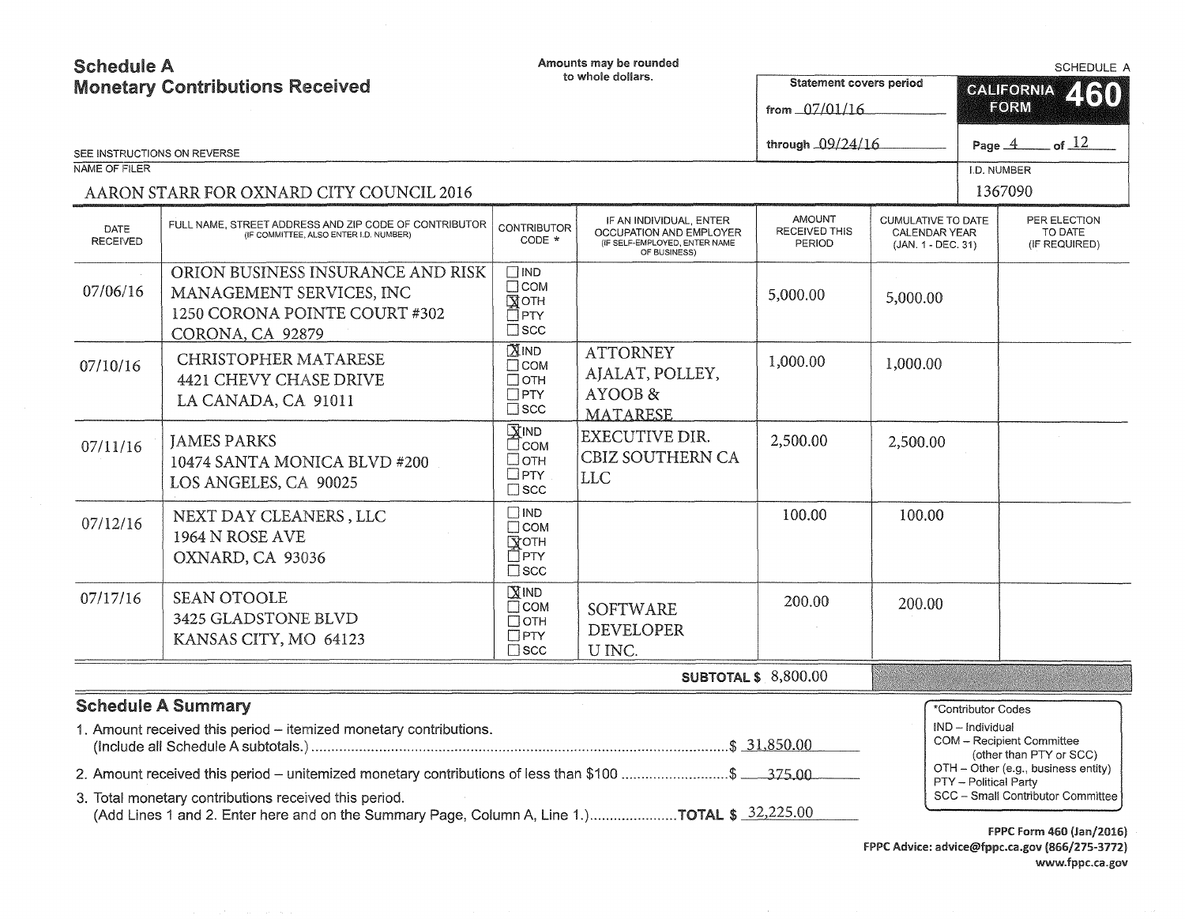# Schedule A
## Monetary Contributions Received

Amounts may be rounded to whole dollars.

SCHEDULE A

**CALIFORNIA FORM 460**

Statement covers period from 07/01/16 through 09/24/16

SEE INSTRUCTIONS ON REVERSE

NAME OF FILER: AARON STARR FOR OXNARD CITY COUNCIL 2016

I.D. NUMBER: 1367090

| DATE RECEIVED | FULL NAME, STREET ADDRESS AND ZIP CODE OF CONTRIBUTOR (IF COMMITTEE, ALSO ENTER I.D. NUMBER) | CONTRIBUTOR CODE * | IF AN INDIVIDUAL, ENTER OCCUPATION AND EMPLOYER (IF SELF-EMPLOYED, ENTER NAME OF BUSINESS) | AMOUNT RECEIVED THIS PERIOD | CUMULATIVE TO DATE CALENDAR YEAR (JAN. 1 - DEC. 31) | PER ELECTION TO DATE (IF REQUIRED) |
|---|---|---|---|---|---|---|
| 07/06/16 | ORION BUSINESS INSURANCE AND RISK MANAGEMENT SERVICES, INC 1250 CORONA POINTE COURT #302 CORONA, CA 92879 | ☐ IND ☐ COM ☒ OTH ☐ PTY ☐ SCC | | 5,000.00 | 5,000.00 | |
| 07/10/16 | CHRISTOPHER MATARESE 4421 CHEVY CHASE DRIVE LA CANADA, CA 91011 | ☒ IND ☐ COM ☐ OTH ☐ PTY ☐ SCC | ATTORNEY AJALAT, POLLEY, AYOOB & MATARESE | 1,000.00 | 1,000.00 | |
| 07/11/16 | JAMES PARKS 10474 SANTA MONICA BLVD #200 LOS ANGELES, CA 90025 | ☒ IND ☐ COM ☐ OTH ☐ PTY ☐ SCC | EXECUTIVE DIR. CBIZ SOUTHERN CA LLC | 2,500.00 | 2,500.00 | |
| 07/12/16 | NEXT DAY CLEANERS , LLC 1964 N ROSE AVE OXNARD, CA 93036 | ☐ IND ☐ COM ☒ OTH ☐ PTY ☐ SCC | | 100.00 | 100.00 | |
| 07/17/16 | SEAN OTOOLE 3425 GLADSTONE BLVD KANSAS CITY, MO 64123 | ☒ IND ☐ COM ☐ OTH ☐ PTY ☐ SCC | SOFTWARE DEVELOPER U INC. | 200.00 | 200.00 | |
| | | | **SUBTOTAL $** | 8,800.00 | | |

## Schedule A Summary

1. Amount received this period – itemized monetary contributions. (Include all Schedule A subtotals.) ............ $ 31,850.00
2. Amount received this period – unitemized monetary contributions of less than $100 ............ $ 375.00
3. Total monetary contributions received this period. (Add Lines 1 and 2. Enter here and on the Summary Page, Column A, Line 1.) ............ **TOTAL $** 32,225.00

*Contributor Codes
- IND – Individual
- COM – Recipient Committee (other than PTY or SCC)
- OTH – Other (e.g., business entity)
- PTY – Political Party
- SCC – Small Contributor Committee

FPPC Form 460 (Jan/2016)
FPPC Advice: advice@fppc.ca.gov (866/275-3772)
www.fppc.ca.gov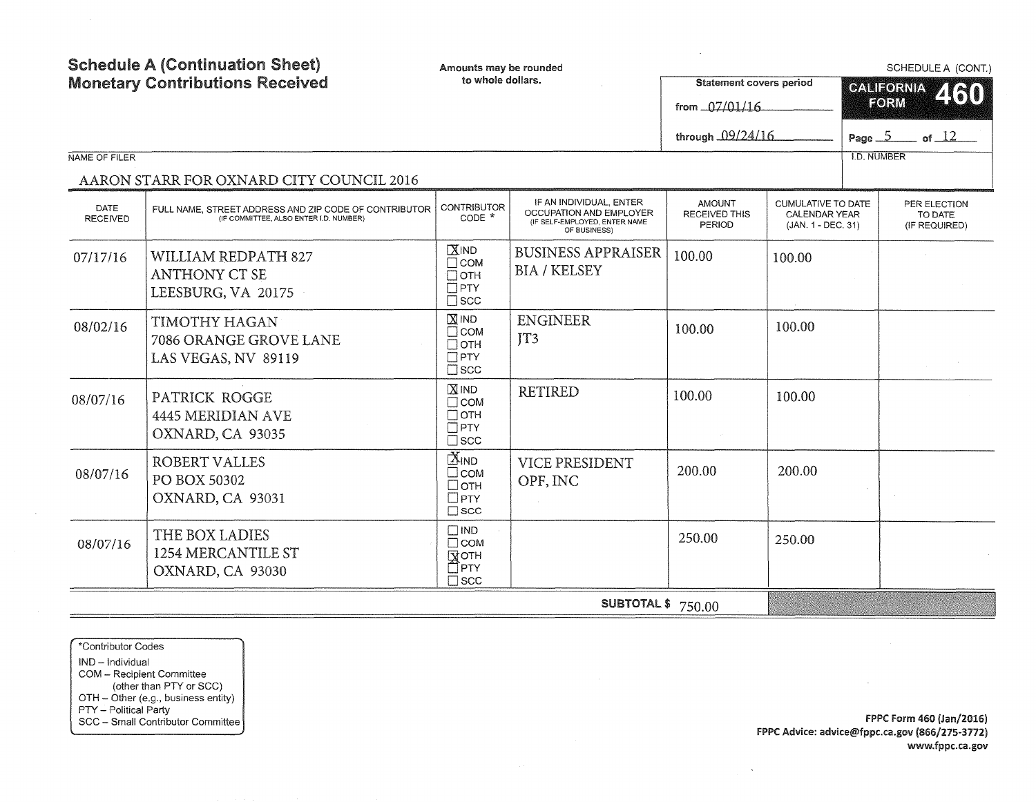# Schedule A (Continuation Sheet)
# Monetary Contributions Received

Amounts may be rounded to whole dollars.

SCHEDULE A (CONT.)

**CALIFORNIA FORM 460**

Statement covers period from 07/01/16 through 09/24/16

Page 5 of 12

NAME OF FILER: AARON STARR FOR OXNARD CITY COUNCIL 2016

I.D. NUMBER:

| DATE RECEIVED | FULL NAME, STREET ADDRESS AND ZIP CODE OF CONTRIBUTOR (IF COMMITTEE, ALSO ENTER I.D. NUMBER) | CONTRIBUTOR CODE * | IF AN INDIVIDUAL, ENTER OCCUPATION AND EMPLOYER (IF SELF-EMPLOYED, ENTER NAME OF BUSINESS) | AMOUNT RECEIVED THIS PERIOD | CUMULATIVE TO DATE CALENDAR YEAR (JAN. 1 - DEC. 31) | PER ELECTION TO DATE (IF REQUIRED) |
|---|---|---|---|---|---|---|
| 07/17/16 | WILLIAM REDPATH 827 ANTHONY CT SE LEESBURG, VA 20175 | [X] IND [ ] COM [ ] OTH [ ] PTY [ ] SCC | BUSINESS APPRAISER BIA / KELSEY | 100.00 | 100.00 | |
| 08/02/16 | TIMOTHY HAGAN 7086 ORANGE GROVE LANE LAS VEGAS, NV 89119 | [X] IND [ ] COM [ ] OTH [ ] PTY [ ] SCC | ENGINEER JT3 | 100.00 | 100.00 | |
| 08/07/16 | PATRICK ROGGE 4445 MERIDIAN AVE OXNARD, CA 93035 | [X] IND [ ] COM [ ] OTH [ ] PTY [ ] SCC | RETIRED | 100.00 | 100.00 | |
| 08/07/16 | ROBERT VALLES PO BOX 50302 OXNARD, CA 93031 | [X] IND [ ] COM [ ] OTH [ ] PTY [ ] SCC | VICE PRESIDENT OPF, INC | 200.00 | 200.00 | |
| 08/07/16 | THE BOX LADIES 1254 MERCANTILE ST OXNARD, CA 93030 | [ ] IND [ ] COM [X] OTH [ ] PTY [ ] SCC | | 250.00 | 250.00 | |
| | | | **SUBTOTAL $** | 750.00 | | |

*Contributor Codes
- IND – Individual
- COM – Recipient Committee (other than PTY or SCC)
- OTH – Other (e.g., business entity)
- PTY – Political Party
- SCC – Small Contributor Committee

FPPC Form 460 (Jan/2016)
FPPC Advice: advice@fppc.ca.gov (866/275-3772)
www.fppc.ca.gov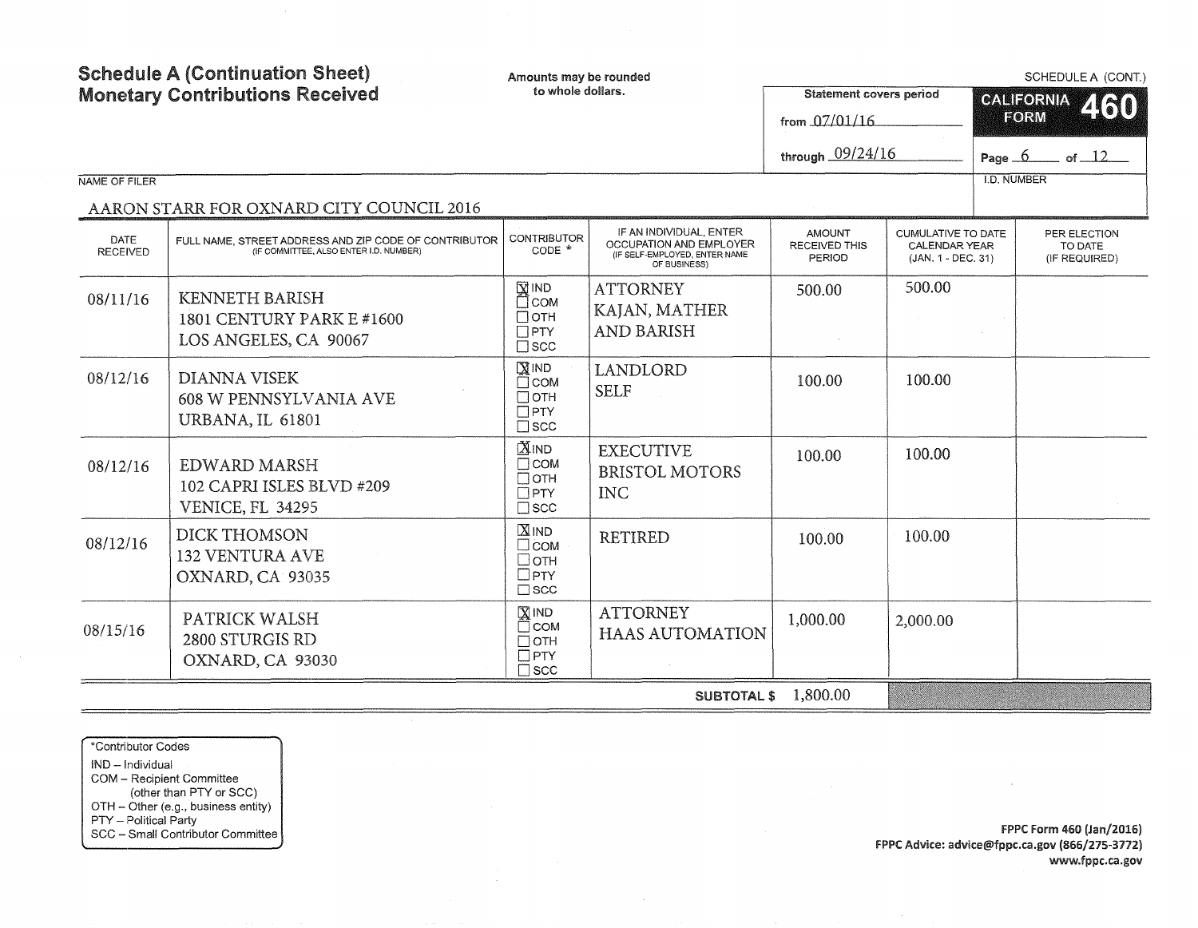# Schedule A (Continuation Sheet) Monetary Contributions Received

Amounts may be rounded to whole dollars.

SCHEDULE A (CONT.)

**CALIFORNIA FORM 460**

Statement covers period from 07/01/16 through 09/24/16

Page 6 of 12

NAME OF FILER: AARON STARR FOR OXNARD CITY COUNCIL 2016

I.D. NUMBER:

| DATE RECEIVED | FULL NAME, STREET ADDRESS AND ZIP CODE OF CONTRIBUTOR (IF COMMITTEE, ALSO ENTER I.D. NUMBER) | CONTRIBUTOR CODE * | IF AN INDIVIDUAL, ENTER OCCUPATION AND EMPLOYER (IF SELF-EMPLOYED, ENTER NAME OF BUSINESS) | AMOUNT RECEIVED THIS PERIOD | CUMULATIVE TO DATE CALENDAR YEAR (JAN. 1 - DEC. 31) | PER ELECTION TO DATE (IF REQUIRED) |
|---|---|---|---|---|---|---|
| 08/11/16 | KENNETH BARISH<br>1801 CENTURY PARK E #1600<br>LOS ANGELES, CA 90067 | [X] IND<br>[ ] COM<br>[ ] OTH<br>[ ] PTY<br>[ ] SCC | ATTORNEY<br>KAJAN, MATHER AND BARISH | 500.00 | 500.00 | |
| 08/12/16 | DIANNA VISEK<br>608 W PENNSYLVANIA AVE<br>URBANA, IL 61801 | [X] IND<br>[ ] COM<br>[ ] OTH<br>[ ] PTY<br>[ ] SCC | LANDLORD<br>SELF | 100.00 | 100.00 | |
| 08/12/16 | EDWARD MARSH<br>102 CAPRI ISLES BLVD #209<br>VENICE, FL 34295 | [X] IND<br>[ ] COM<br>[ ] OTH<br>[ ] PTY<br>[ ] SCC | EXECUTIVE<br>BRISTOL MOTORS INC | 100.00 | 100.00 | |
| 08/12/16 | DICK THOMSON<br>132 VENTURA AVE<br>OXNARD, CA 93035 | [X] IND<br>[ ] COM<br>[ ] OTH<br>[ ] PTY<br>[ ] SCC | RETIRED | 100.00 | 100.00 | |
| 08/15/16 | PATRICK WALSH<br>2800 STURGIS RD<br>OXNARD, CA 93030 | [X] IND<br>[ ] COM<br>[ ] OTH<br>[ ] PTY<br>[ ] SCC | ATTORNEY<br>HAAS AUTOMATION | 1,000.00 | 2,000.00 | |
| | | | **SUBTOTAL $** | 1,800.00 | | |

*Contributor Codes
- IND – Individual
- COM – Recipient Committee (other than PTY or SCC)
- OTH – Other (e.g., business entity)
- PTY – Political Party
- SCC – Small Contributor Committee

FPPC Form 460 (Jan/2016)
FPPC Advice: advice@fppc.ca.gov (866/275-3772)
www.fppc.ca.gov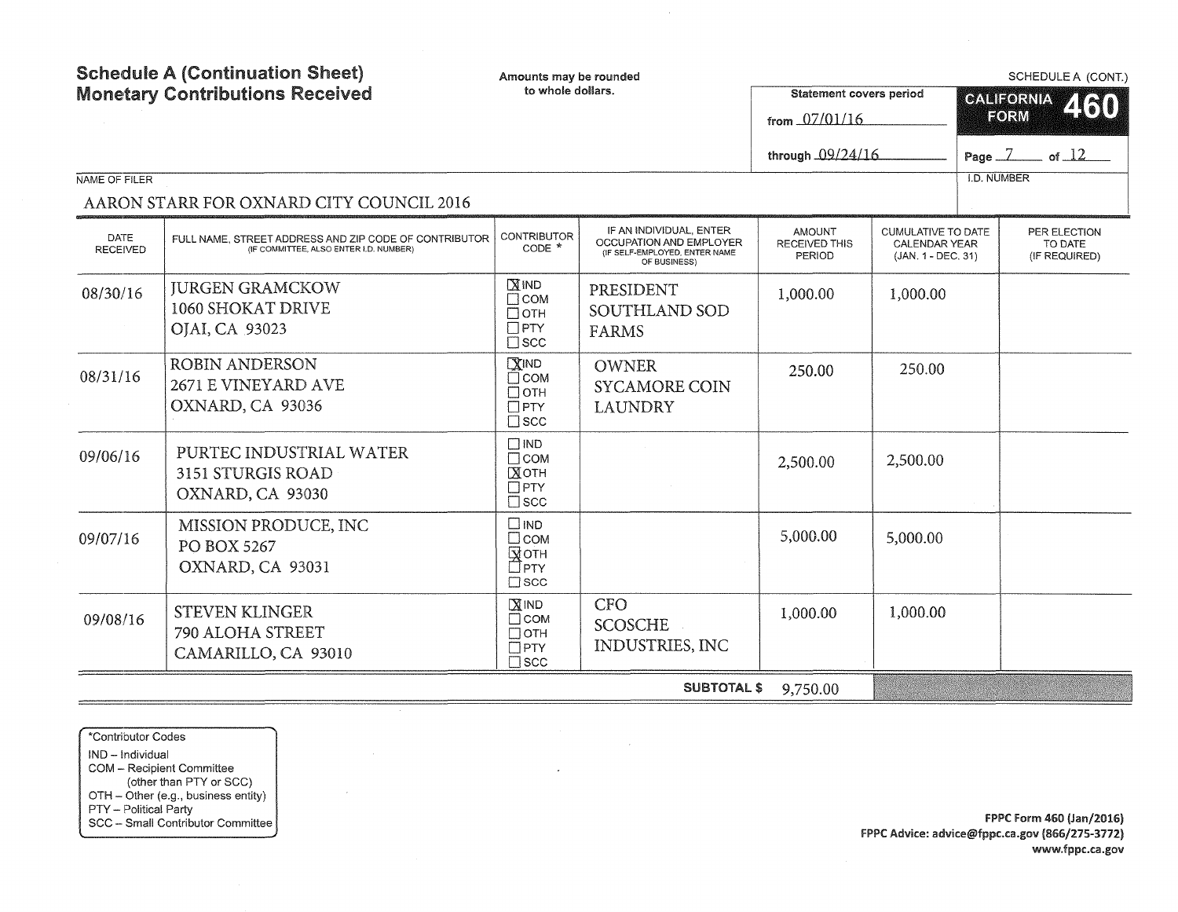# Schedule A (Continuation Sheet)
# Monetary Contributions Received

Amounts may be rounded to whole dollars.

SCHEDULE A (CONT.)

**CALIFORNIA FORM 460**

Statement covers period from 07/01/16 through 09/24/16

Page 7 of 12

NAME OF FILER: AARON STARR FOR OXNARD CITY COUNCIL 2016

I.D. NUMBER:

| DATE RECEIVED | FULL NAME, STREET ADDRESS AND ZIP CODE OF CONTRIBUTOR (IF COMMITTEE, ALSO ENTER I.D. NUMBER) | CONTRIBUTOR CODE * | IF AN INDIVIDUAL, ENTER OCCUPATION AND EMPLOYER (IF SELF-EMPLOYED, ENTER NAME OF BUSINESS) | AMOUNT RECEIVED THIS PERIOD | CUMULATIVE TO DATE CALENDAR YEAR (JAN. 1 - DEC. 31) | PER ELECTION TO DATE (IF REQUIRED) |
|---|---|---|---|---|---|---|
| 08/30/16 | JURGEN GRAMCKOW<br>1060 SHOKAT DRIVE<br>OJAI, CA 93023 | [X] IND [ ] COM [ ] OTH [ ] PTY [ ] SCC | PRESIDENT<br>SOUTHLAND SOD FARMS | 1,000.00 | 1,000.00 | |
| 08/31/16 | ROBIN ANDERSON<br>2671 E VINEYARD AVE<br>OXNARD, CA 93036 | [X] IND [ ] COM [ ] OTH [ ] PTY [ ] SCC | OWNER<br>SYCAMORE COIN LAUNDRY | 250.00 | 250.00 | |
| 09/06/16 | PURTEC INDUSTRIAL WATER<br>3151 STURGIS ROAD<br>OXNARD, CA 93030 | [ ] IND [ ] COM [X] OTH [ ] PTY [ ] SCC | | 2,500.00 | 2,500.00 | |
| 09/07/16 | MISSION PRODUCE, INC<br>PO BOX 5267<br>OXNARD, CA 93031 | [ ] IND [ ] COM [X] OTH [ ] PTY [ ] SCC | | 5,000.00 | 5,000.00 | |
| 09/08/16 | STEVEN KLINGER<br>790 ALOHA STREET<br>CAMARILLO, CA 93010 | [X] IND [ ] COM [ ] OTH [ ] PTY [ ] SCC | CFO<br>SCOSCHE INDUSTRIES, INC | 1,000.00 | 1,000.00 | |
| | | | **SUBTOTAL $** | 9,750.00 | | |

*Contributor Codes
- IND – Individual
- COM – Recipient Committee (other than PTY or SCC)
- OTH – Other (e.g., business entity)
- PTY – Political Party
- SCC – Small Contributor Committee

FPPC Form 460 (Jan/2016)
FPPC Advice: advice@fppc.ca.gov (866/275-3772)
www.fppc.ca.gov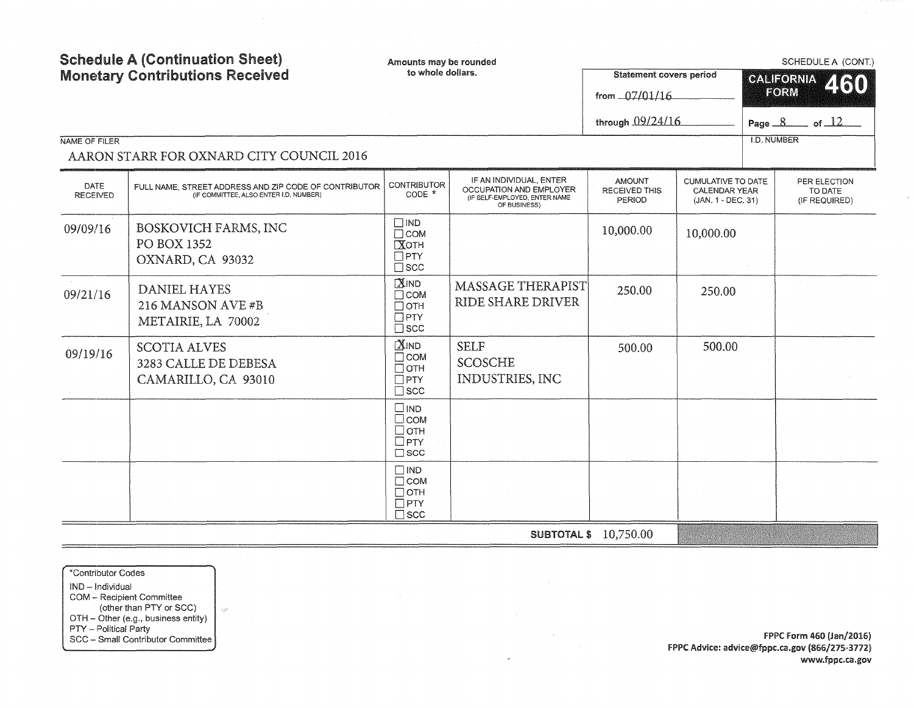# Schedule A (Continuation Sheet)
# Monetary Contributions Received

Amounts may be rounded to whole dollars.

SCHEDULE A (CONT.)

**CALIFORNIA FORM 460**

Statement covers period
from 07/01/16
through 09/24/16

Page 8 of 12

NAME OF FILER
AARON STARR FOR OXNARD CITY COUNCIL 2016

I.D. NUMBER

| DATE RECEIVED | FULL NAME, STREET ADDRESS AND ZIP CODE OF CONTRIBUTOR (IF COMMITTEE, ALSO ENTER I.D. NUMBER) | CONTRIBUTOR CODE * | IF AN INDIVIDUAL, ENTER OCCUPATION AND EMPLOYER (IF SELF-EMPLOYED, ENTER NAME OF BUSINESS) | AMOUNT RECEIVED THIS PERIOD | CUMULATIVE TO DATE CALENDAR YEAR (JAN. 1 - DEC. 31) | PER ELECTION TO DATE (IF REQUIRED) |
|---|---|---|---|---|---|---|
| 09/09/16 | BOSKOVICH FARMS, INC<br>PO BOX 1352<br>OXNARD, CA 93032 | ☐ IND<br>☐ COM<br>☒ OTH<br>☐ PTY<br>☐ SCC | | 10,000.00 | 10,000.00 | |
| 09/21/16 | DANIEL HAYES<br>216 MANSON AVE #B<br>METAIRIE, LA 70002 | ☒ IND<br>☐ COM<br>☐ OTH<br>☐ PTY<br>☐ SCC | MASSAGE THERAPIST<br>RIDE SHARE DRIVER | 250.00 | 250.00 | |
| 09/19/16 | SCOTIA ALVES<br>3283 CALLE DE DEBESA<br>CAMARILLO, CA 93010 | ☒ IND<br>☐ COM<br>☐ OTH<br>☐ PTY<br>☐ SCC | SELF<br>SCOSCHE<br>INDUSTRIES, INC | 500.00 | 500.00 | |
| | | ☐ IND<br>☐ COM<br>☐ OTH<br>☐ PTY<br>☐ SCC | | | | |
| | | ☐ IND<br>☐ COM<br>☐ OTH<br>☐ PTY<br>☐ SCC | | | | |
| | | | **SUBTOTAL $** | 10,750.00 | | |

*Contributor Codes
IND – Individual
COM – Recipient Committee (other than PTY or SCC)
OTH – Other (e.g., business entity)
PTY – Political Party
SCC – Small Contributor Committee

FPPC Form 460 (Jan/2016)
FPPC Advice: advice@fppc.ca.gov (866/275-3772)
www.fppc.ca.gov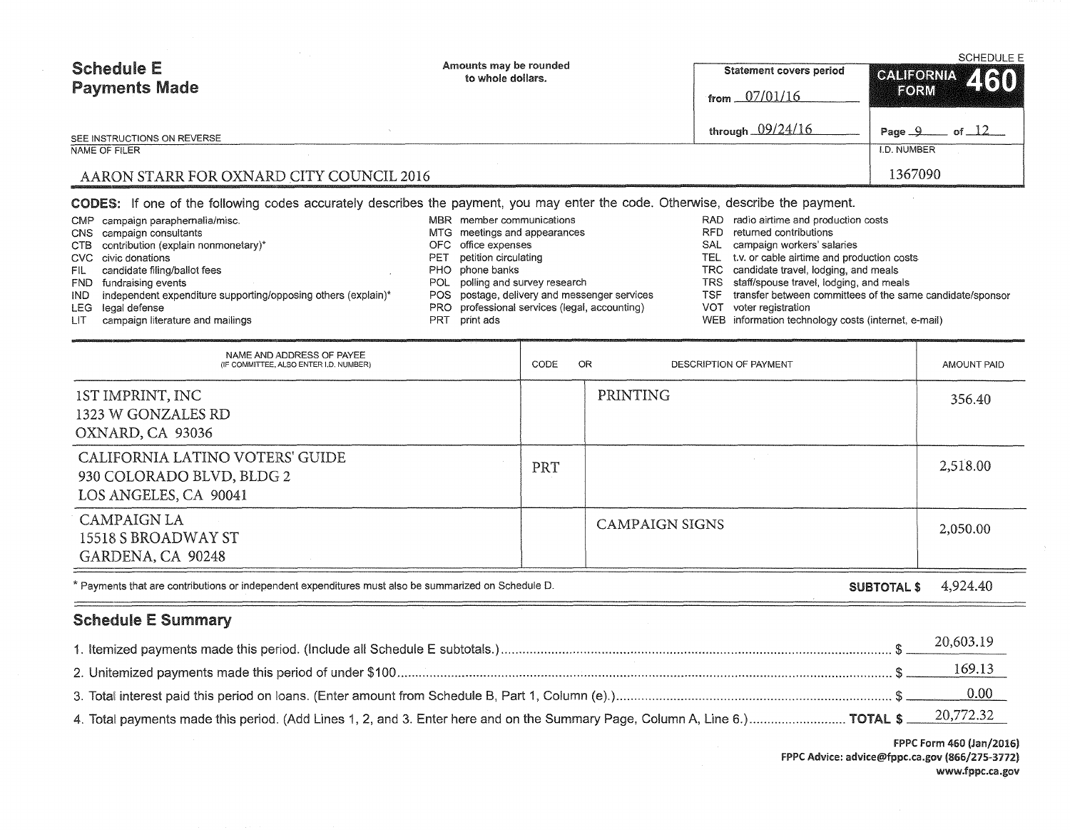# Schedule E
## Payments Made

SEE INSTRUCTIONS ON REVERSE

Amounts may be rounded to whole dollars.

Statement covers period from 07/01/16 through 09/24/16

SCHEDULE E
**CALIFORNIA FORM 460**

NAME OF FILER: AARON STARR FOR OXNARD CITY COUNCIL 2016

I.D. NUMBER: 1367090

**CODES:** If one of the following codes accurately describes the payment, you may enter the code. Otherwise, describe the payment.

- CMP campaign paraphernalia/misc.
- CNS campaign consultants
- CTB contribution (explain nonmonetary)*
- CVC civic donations
- FIL candidate filing/ballot fees
- FND fundraising events
- IND independent expenditure supporting/opposing others (explain)*
- LEG legal defense
- LIT campaign literature and mailings
- MBR member communications
- MTG meetings and appearances
- OFC office expenses
- PET petition circulating
- PHO phone banks
- POL polling and survey research
- POS postage, delivery and messenger services
- PRO professional services (legal, accounting)
- PRT print ads
- RAD radio airtime and production costs
- RFD returned contributions
- SAL campaign workers' salaries
- TEL t.v. or cable airtime and production costs
- TRC candidate travel, lodging, and meals
- TRS staff/spouse travel, lodging, and meals
- TSF transfer between committees of the same candidate/sponsor
- VOT voter registration
- WEB information technology costs (internet, e-mail)

| NAME AND ADDRESS OF PAYEE (IF COMMITTEE, ALSO ENTER I.D. NUMBER) | CODE | OR DESCRIPTION OF PAYMENT | AMOUNT PAID |
|---|---|---|---|
| 1ST IMPRINT, INC<br>1323 W GONZALES RD<br>OXNARD, CA 93036 | | PRINTING | 356.40 |
| CALIFORNIA LATINO VOTERS' GUIDE<br>930 COLORADO BLVD, BLDG 2<br>LOS ANGELES, CA 90041 | PRT | | 2,518.00 |
| CAMPAIGN LA<br>15518 S BROADWAY ST<br>GARDENA, CA 90248 | | CAMPAIGN SIGNS | 2,050.00 |

\* Payments that are contributions or independent expenditures must also be summarized on Schedule D.

**SUBTOTAL $** 4,924.40

## Schedule E Summary

1. Itemized payments made this period. (Include all Schedule E subtotals.) $ 20,603.19
2. Unitemized payments made this period of under $100 $ 169.13
3. Total interest paid this period on loans. (Enter amount from Schedule B, Part 1, Column (e).) $ 0.00
4. Total payments made this period. (Add Lines 1, 2, and 3. Enter here and on the Summary Page, Column A, Line 6.) **TOTAL $** 20,772.32

FPPC Form 460 (Jan/2016)
FPPC Advice: advice@fppc.ca.gov (866/275-3772)
www.fppc.ca.gov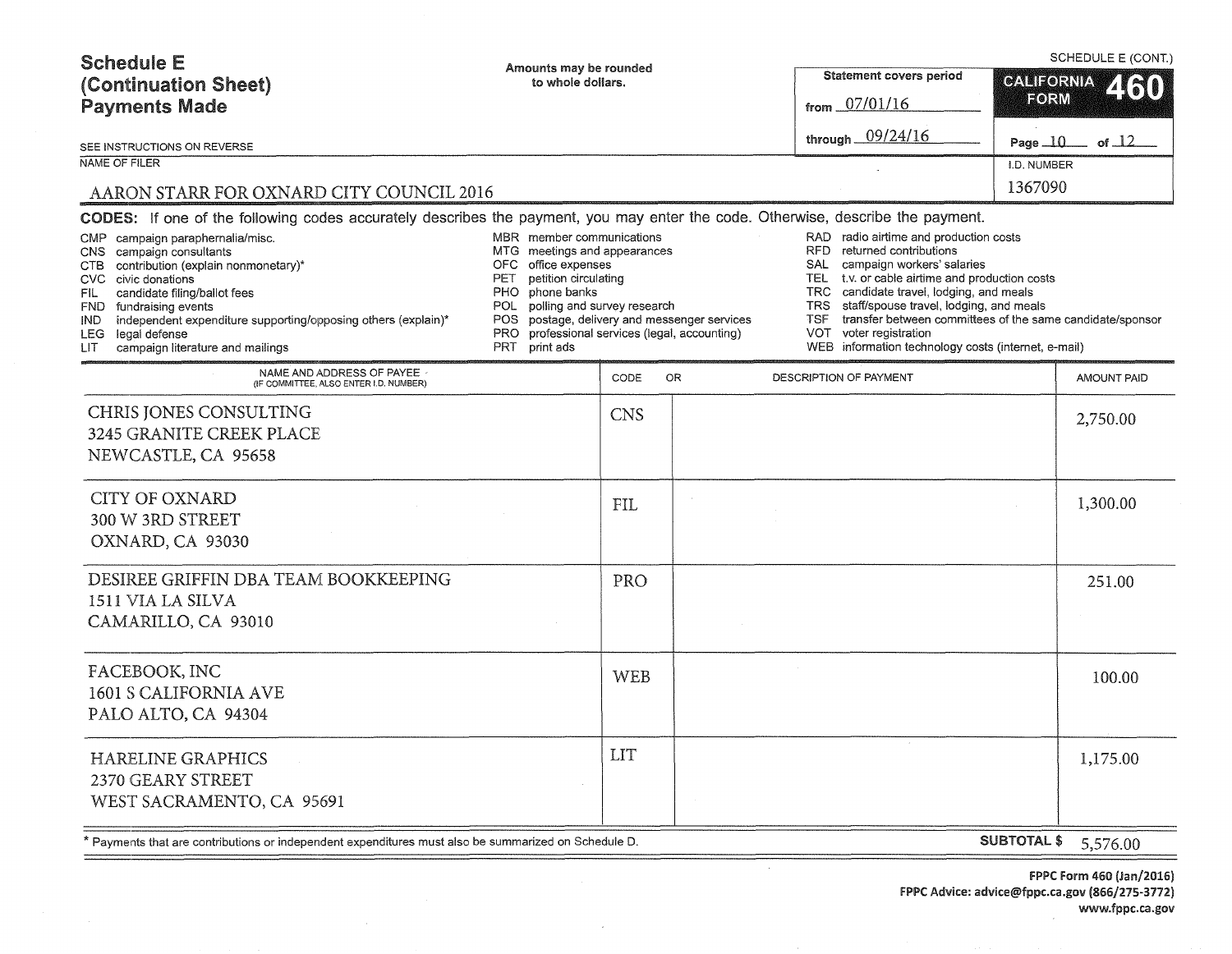# Schedule E (Continuation Sheet) Payments Made

SCHEDULE E (CONT.)

Amounts may be rounded to whole dollars.

SEE INSTRUCTIONS ON REVERSE

**CALIFORNIA FORM 460**

Statement covers period from 07/01/16 through 09/24/16

Page 10 of 12

NAME OF FILER: AARON STARR FOR OXNARD CITY COUNCIL 2016

I.D. NUMBER: 1367090

**CODES:** If one of the following codes accurately describes the payment, you may enter the code. Otherwise, describe the payment.

- CMP campaign paraphernalia/misc.
- CNS campaign consultants
- CTB contribution (explain nonmonetary)*
- CVC civic donations
- FIL candidate filing/ballot fees
- FND fundraising events
- IND independent expenditure supporting/opposing others (explain)*
- LEG legal defense
- LIT campaign literature and mailings
- MBR member communications
- MTG meetings and appearances
- OFC office expenses
- PET petition circulating
- PHO phone banks
- POL polling and survey research
- POS postage, delivery and messenger services
- PRO professional services (legal, accounting)
- PRT print ads
- RAD radio airtime and production costs
- RFD returned contributions
- SAL campaign workers' salaries
- TEL t.v. or cable airtime and production costs
- TRC candidate travel, lodging, and meals
- TRS staff/spouse travel, lodging, and meals
- TSF transfer between committees of the same candidate/sponsor
- VOT voter registration
- WEB information technology costs (internet, e-mail)

| NAME AND ADDRESS OF PAYEE (IF COMMITTEE, ALSO ENTER I.D. NUMBER) | CODE | OR DESCRIPTION OF PAYMENT | AMOUNT PAID |
|---|---|---|---|
| CHRIS JONES CONSULTING<br>3245 GRANITE CREEK PLACE<br>NEWCASTLE, CA 95658 | CNS | | 2,750.00 |
| CITY OF OXNARD<br>300 W 3RD STREET<br>OXNARD, CA 93030 | FIL | | 1,300.00 |
| DESIREE GRIFFIN DBA TEAM BOOKKEEPING<br>1511 VIA LA SILVA<br>CAMARILLO, CA 93010 | PRO | | 251.00 |
| FACEBOOK, INC<br>1601 S CALIFORNIA AVE<br>PALO ALTO, CA 94304 | WEB | | 100.00 |
| HARELINE GRAPHICS<br>2370 GEARY STREET<br>WEST SACRAMENTO, CA 95691 | LIT | | 1,175.00 |
| | | **SUBTOTAL $** | 5,576.00 |

\* Payments that are contributions or independent expenditures must also be summarized on Schedule D.

FPPC Form 460 (Jan/2016)
FPPC Advice: advice@fppc.ca.gov (866/275-3772)
www.fppc.ca.gov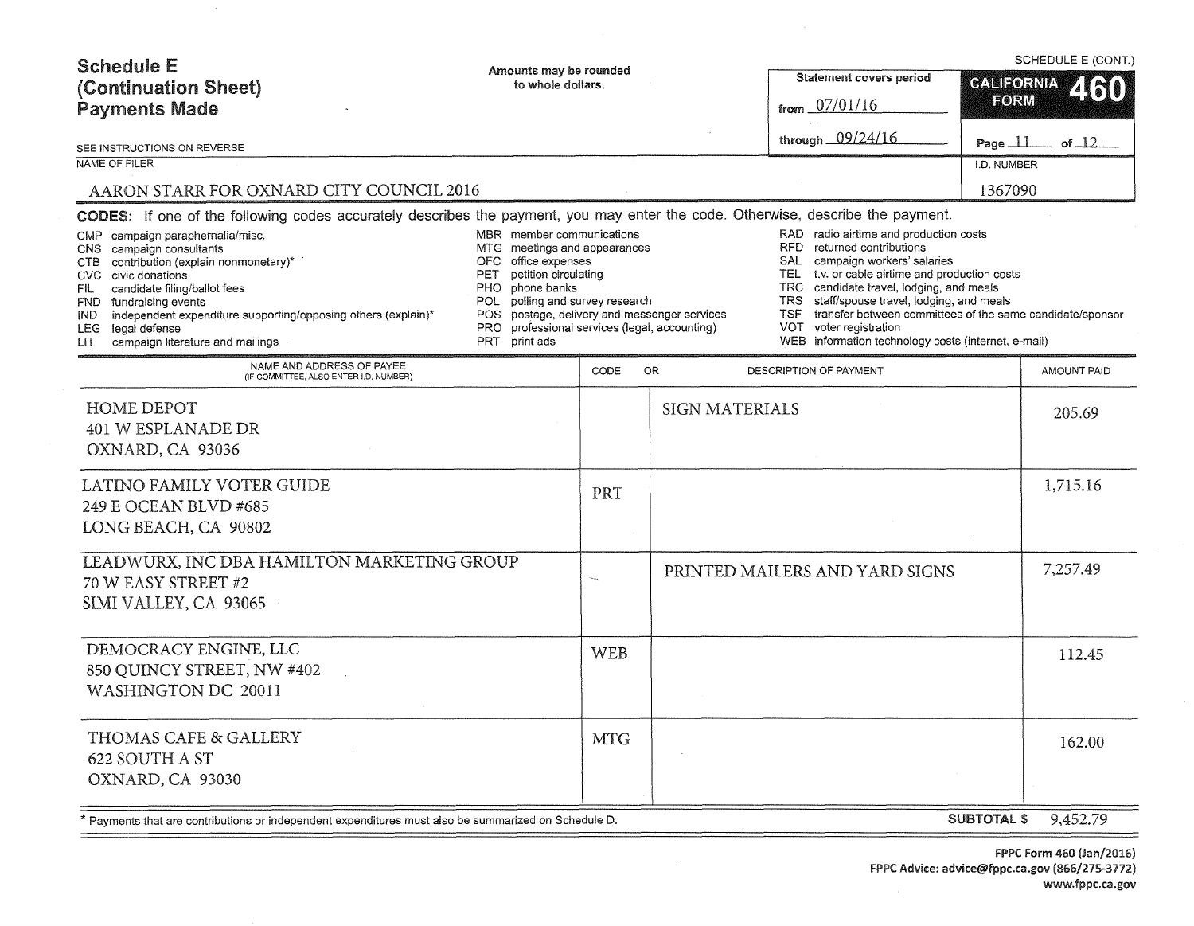SCHEDULE E (CONT.)

# Schedule E (Continuation Sheet) Payments Made

Amounts may be rounded to whole dollars.

SEE INSTRUCTIONS ON REVERSE

**Statement covers period**

from 07/01/16

through 09/24/16

**CALIFORNIA FORM 460**

Page 11 of 12

NAME OF FILER: AARON STARR FOR OXNARD CITY COUNCIL 2016

I.D. NUMBER: 1367090

**CODES:** If one of the following codes accurately describes the payment, you may enter the code. Otherwise, describe the payment.

- CMP campaign paraphernalia/misc.
- CNS campaign consultants
- CTB contribution (explain nonmonetary)*
- CVC civic donations
- FIL candidate filing/ballot fees
- FND fundraising events
- IND independent expenditure supporting/opposing others (explain)*
- LEG legal defense
- LIT campaign literature and mailings
- MBR member communications
- MTG meetings and appearances
- OFC office expenses
- PET petition circulating
- PHO phone banks
- POL polling and survey research
- POS postage, delivery and messenger services
- PRO professional services (legal, accounting)
- PRT print ads
- RAD radio airtime and production costs
- RFD returned contributions
- SAL campaign workers' salaries
- TEL t.v. or cable airtime and production costs
- TRC candidate travel, lodging, and meals
- TRS staff/spouse travel, lodging, and meals
- TSF transfer between committees of the same candidate/sponsor
- VOT voter registration
- WEB information technology costs (internet, e-mail)

| NAME AND ADDRESS OF PAYEE (IF COMMITTEE, ALSO ENTER I.D. NUMBER) | CODE | OR DESCRIPTION OF PAYMENT | AMOUNT PAID |
|---|---|---|---|
| HOME DEPOT<br>401 W ESPLANADE DR<br>OXNARD, CA 93036 | | SIGN MATERIALS | 205.69 |
| LATINO FAMILY VOTER GUIDE<br>249 E OCEAN BLVD #685<br>LONG BEACH, CA 90802 | PRT | | 1,715.16 |
| LEADWURX, INC DBA HAMILTON MARKETING GROUP<br>70 W EASY STREET #2<br>SIMI VALLEY, CA 93065 | | PRINTED MAILERS AND YARD SIGNS | 7,257.49 |
| DEMOCRACY ENGINE, LLC<br>850 QUINCY STREET, NW #402<br>WASHINGTON DC 20011 | WEB | | 112.45 |
| THOMAS CAFE & GALLERY<br>622 SOUTH A ST<br>OXNARD, CA 93030 | MTG | | 162.00 |

* Payments that are contributions or independent expenditures must also be summarized on Schedule D.

**SUBTOTAL $** 9,452.79

FPPC Form 460 (Jan/2016)
FPPC Advice: advice@fppc.ca.gov (866/275-3772)
www.fppc.ca.gov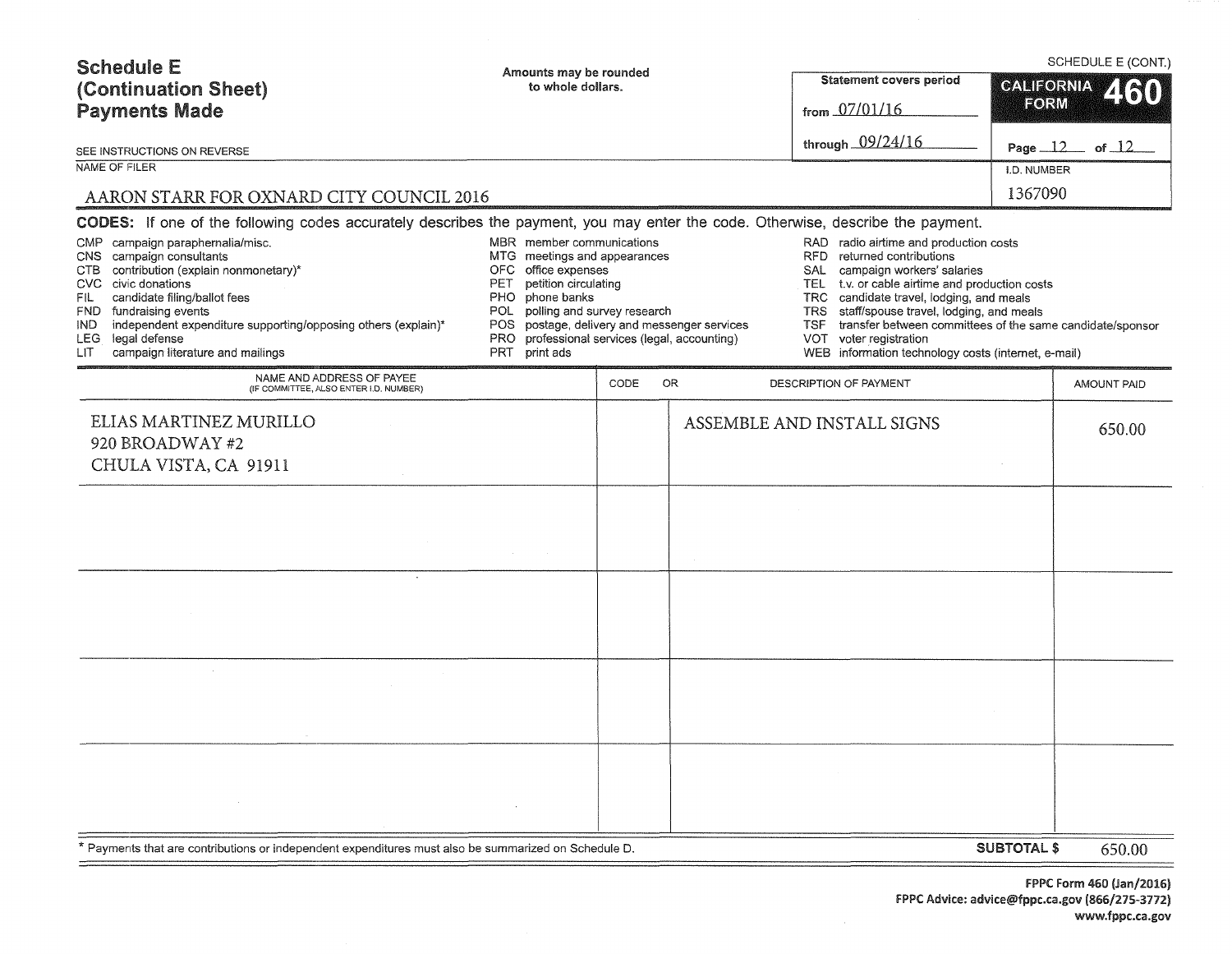# Schedule E (Continuation Sheet) Payments Made

SCHEDULE E (CONT.)

Amounts may be rounded to whole dollars.

SEE INSTRUCTIONS ON REVERSE

Statement covers period from 07/01/16 through 09/24/16

CALIFORNIA FORM 460

Page 12 of 12

NAME OF FILER: AARON STARR FOR OXNARD CITY COUNCIL 2016

I.D. NUMBER: 1367090

**CODES:** If one of the following codes accurately describes the payment, you may enter the code. Otherwise, describe the payment.

- CMP campaign paraphernalia/misc.
- CNS campaign consultants
- CTB contribution (explain nonmonetary)*
- CVC civic donations
- FIL candidate filing/ballot fees
- FND fundraising events
- IND independent expenditure supporting/opposing others (explain)*
- LEG legal defense
- LIT campaign literature and mailings
- MBR member communications
- MTG meetings and appearances
- OFC office expenses
- PET petition circulating
- PHO phone banks
- POL polling and survey research
- POS postage, delivery and messenger services
- PRO professional services (legal, accounting)
- PRT print ads
- RAD radio airtime and production costs
- RFD returned contributions
- SAL campaign workers' salaries
- TEL t.v. or cable airtime and production costs
- TRC candidate travel, lodging, and meals
- TRS staff/spouse travel, lodging, and meals
- TSF transfer between committees of the same candidate/sponsor
- VOT voter registration
- WEB information technology costs (internet, e-mail)

| NAME AND ADDRESS OF PAYEE (IF COMMITTEE, ALSO ENTER I.D. NUMBER) | CODE | OR DESCRIPTION OF PAYMENT | AMOUNT PAID |
|---|---|---|---|
| ELIAS MARTINEZ MURILLO<br>920 BROADWAY #2<br>CHULA VISTA, CA 91911 | | ASSEMBLE AND INSTALL SIGNS | 650.00 |
| | | | |
| | | | |
| | | | |
| | | | |

\* Payments that are contributions or independent expenditures must also be summarized on Schedule D.

**SUBTOTAL $** 650.00

FPPC Form 460 (Jan/2016)
FPPC Advice: advice@fppc.ca.gov (866/275-3772)
www.fppc.ca.gov